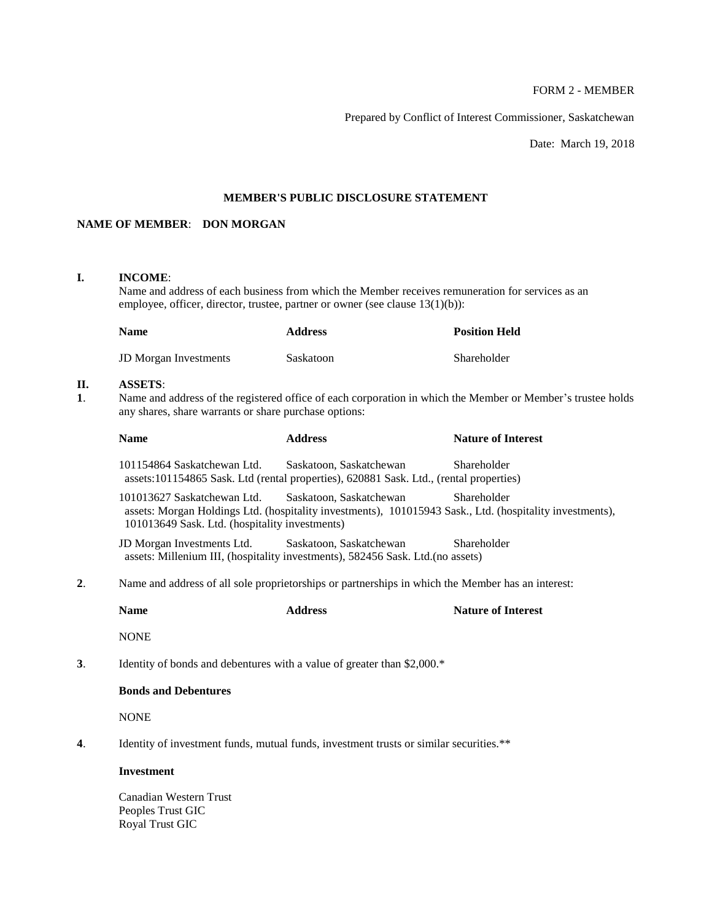FORM 2 - MEMBER

Prepared by Conflict of Interest Commissioner, Saskatchewan

Date: March 19, 2018

## MEMBER'S PUBLIC DISCLOSURE STATEMENT

**NAME OF MEMBER**: **DON MORGAN**

### I. INCOME:

Name and address of each business from which the Member receives remuneration for services as an employee, officer, director, trustee, partner or owner (see clause 13(1)(b)):

| Name | Address | Position Held |
|---|---|---|
| JD Morgan Investments | Saskatoon | Shareholder |

### II. ASSETS:

**1**. Name and address of the registered office of each corporation in which the Member or Member's trustee holds any shares, share warrants or share purchase options:

| Name | Address | Nature of Interest |
|---|---|---|
| 101154864 Saskatchewan Ltd. | Saskatoon, Saskatchewan | Shareholder |
| assets:101154865 Sask. Ltd (rental properties), 620881 Sask. Ltd., (rental properties) | | |
| 101013627 Saskatchewan Ltd. | Saskatoon, Saskatchewan | Shareholder |
| assets: Morgan Holdings Ltd. (hospitality investments), 101015943 Sask., Ltd. (hospitality investments), 101013649 Sask. Ltd. (hospitality investments) | | |
| JD Morgan Investments Ltd. | Saskatoon, Saskatchewan | Shareholder |
| assets: Millenium III, (hospitality investments), 582456 Sask. Ltd.(no assets) | | |

**2**. Name and address of all sole proprietorships or partnerships in which the Member has an interest:

| Name | Address | Nature of Interest |
|---|---|---|
| NONE | | |

**3**. Identity of bonds and debentures with a value of greater than $2,000.*

**Bonds and Debentures**

NONE

**4**. Identity of investment funds, mutual funds, investment trusts or similar securities.**

**Investment**

Canadian Western Trust
Peoples Trust GIC
Royal Trust GIC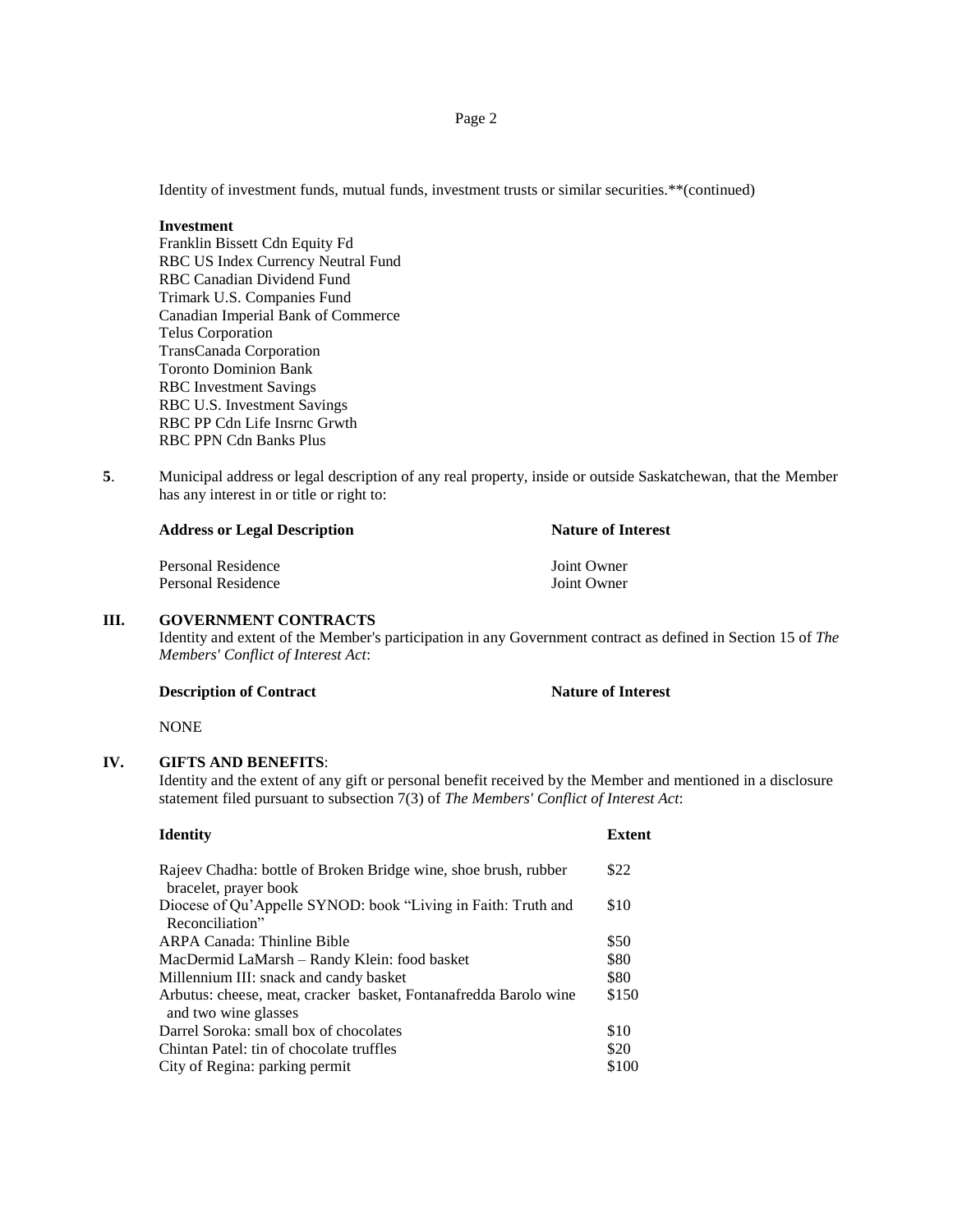Identity of investment funds, mutual funds, investment trusts or similar securities.**(continued)

**Investment**

Franklin Bissett Cdn Equity Fd
RBC US Index Currency Neutral Fund
RBC Canadian Dividend Fund
Trimark U.S. Companies Fund
Canadian Imperial Bank of Commerce
Telus Corporation
TransCanada Corporation
Toronto Dominion Bank
RBC Investment Savings
RBC U.S. Investment Savings
RBC PP Cdn Life Insrnc Grwth
RBC PPN Cdn Banks Plus

**5**. Municipal address or legal description of any real property, inside or outside Saskatchewan, that the Member has any interest in or title or right to:

| Address or Legal Description | Nature of Interest |
|---|---|
| Personal Residence | Joint Owner |
| Personal Residence | Joint Owner |

## III. GOVERNMENT CONTRACTS

Identity and extent of the Member's participation in any Government contract as defined in Section 15 of *The Members' Conflict of Interest Act*:

| Description of Contract | Nature of Interest |
|---|---|
| NONE | |

## IV. GIFTS AND BENEFITS:

Identity and the extent of any gift or personal benefit received by the Member and mentioned in a disclosure statement filed pursuant to subsection 7(3) of *The Members' Conflict of Interest Act*:

| Identity | Extent |
|---|---|
| Rajeev Chadha: bottle of Broken Bridge wine, shoe brush, rubber bracelet, prayer book | $22 |
| Diocese of Qu'Appelle SYNOD: book "Living in Faith: Truth and Reconciliation" | $10 |
| ARPA Canada: Thinline Bible | $50 |
| MacDermid LaMarsh – Randy Klein: food basket | $80 |
| Millennium III: snack and candy basket | $80 |
| Arbutus: cheese, meat, cracker basket, Fontanafredda Barolo wine and two wine glasses | $150 |
| Darrel Soroka: small box of chocolates | $10 |
| Chintan Patel: tin of chocolate truffles | $20 |
| City of Regina: parking permit | $100 |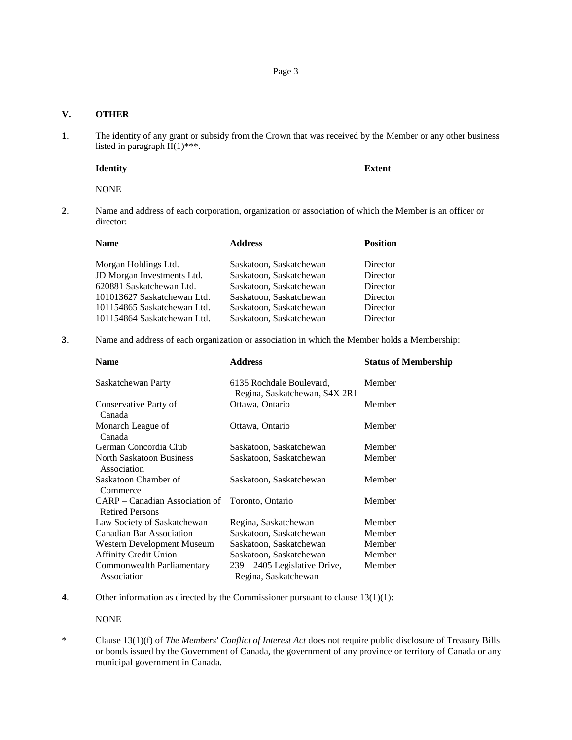## V. OTHER

**1**. The identity of any grant or subsidy from the Crown that was received by the Member or any other business listed in paragraph II(1)***.

| Identity | Extent |
|---|---|
| NONE | |

**2**. Name and address of each corporation, organization or association of which the Member is an officer or director:

| Name | Address | Position |
|---|---|---|
| Morgan Holdings Ltd. | Saskatoon, Saskatchewan | Director |
| JD Morgan Investments Ltd. | Saskatoon, Saskatchewan | Director |
| 620881 Saskatchewan Ltd. | Saskatoon, Saskatchewan | Director |
| 101013627 Saskatchewan Ltd. | Saskatoon, Saskatchewan | Director |
| 101154865 Saskatchewan Ltd. | Saskatoon, Saskatchewan | Director |
| 101154864 Saskatchewan Ltd. | Saskatoon, Saskatchewan | Director |

**3**. Name and address of each organization or association in which the Member holds a Membership:

| Name | Address | Status of Membership |
|---|---|---|
| Saskatchewan Party | 6135 Rochdale Boulevard, Regina, Saskatchewan, S4X 2R1 | Member |
| Conservative Party of Canada | Ottawa, Ontario | Member |
| Monarch League of Canada | Ottawa, Ontario | Member |
| German Concordia Club | Saskatoon, Saskatchewan | Member |
| North Saskatoon Business Association | Saskatoon, Saskatchewan | Member |
| Saskatoon Chamber of Commerce | Saskatoon, Saskatchewan | Member |
| CARP – Canadian Association of Retired Persons | Toronto, Ontario | Member |
| Law Society of Saskatchewan | Regina, Saskatchewan | Member |
| Canadian Bar Association | Saskatoon, Saskatchewan | Member |
| Western Development Museum | Saskatoon, Saskatchewan | Member |
| Affinity Credit Union | Saskatoon, Saskatchewan | Member |
| Commonwealth Parliamentary Association | 239 – 2405 Legislative Drive, Regina, Saskatchewan | Member |

**4**. Other information as directed by the Commissioner pursuant to clause 13(1)(1):

NONE

\* Clause 13(1)(f) of *The Members' Conflict of Interest Act* does not require public disclosure of Treasury Bills or bonds issued by the Government of Canada, the government of any province or territory of Canada or any municipal government in Canada.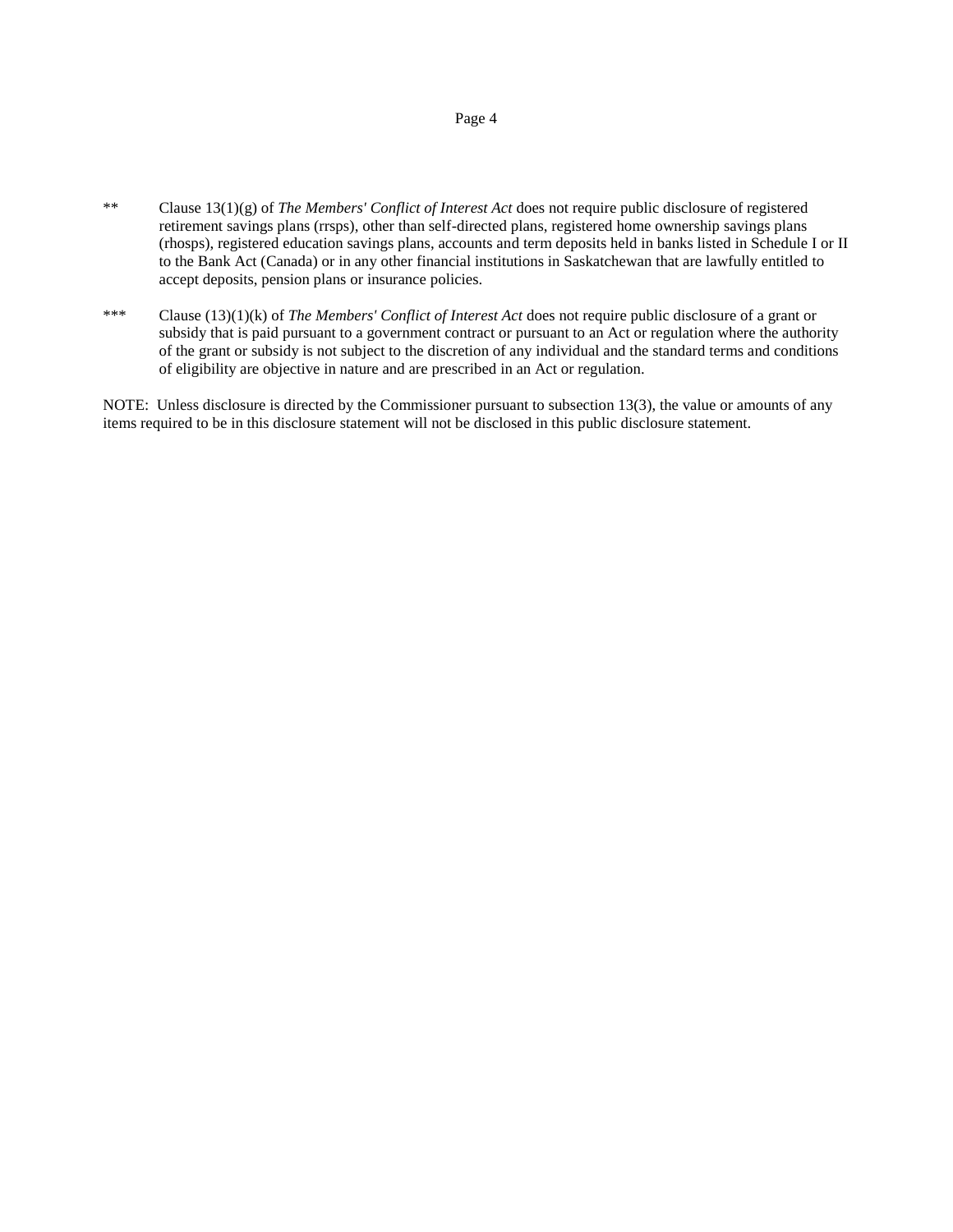** Clause 13(1)(g) of *The Members' Conflict of Interest Act* does not require public disclosure of registered retirement savings plans (rrsps), other than self-directed plans, registered home ownership savings plans (rhosps), registered education savings plans, accounts and term deposits held in banks listed in Schedule I or II to the Bank Act (Canada) or in any other financial institutions in Saskatchewan that are lawfully entitled to accept deposits, pension plans or insurance policies.

*** Clause (13)(1)(k) of *The Members' Conflict of Interest Act* does not require public disclosure of a grant or subsidy that is paid pursuant to a government contract or pursuant to an Act or regulation where the authority of the grant or subsidy is not subject to the discretion of any individual and the standard terms and conditions of eligibility are objective in nature and are prescribed in an Act or regulation.

NOTE: Unless disclosure is directed by the Commissioner pursuant to subsection 13(3), the value or amounts of any items required to be in this disclosure statement will not be disclosed in this public disclosure statement.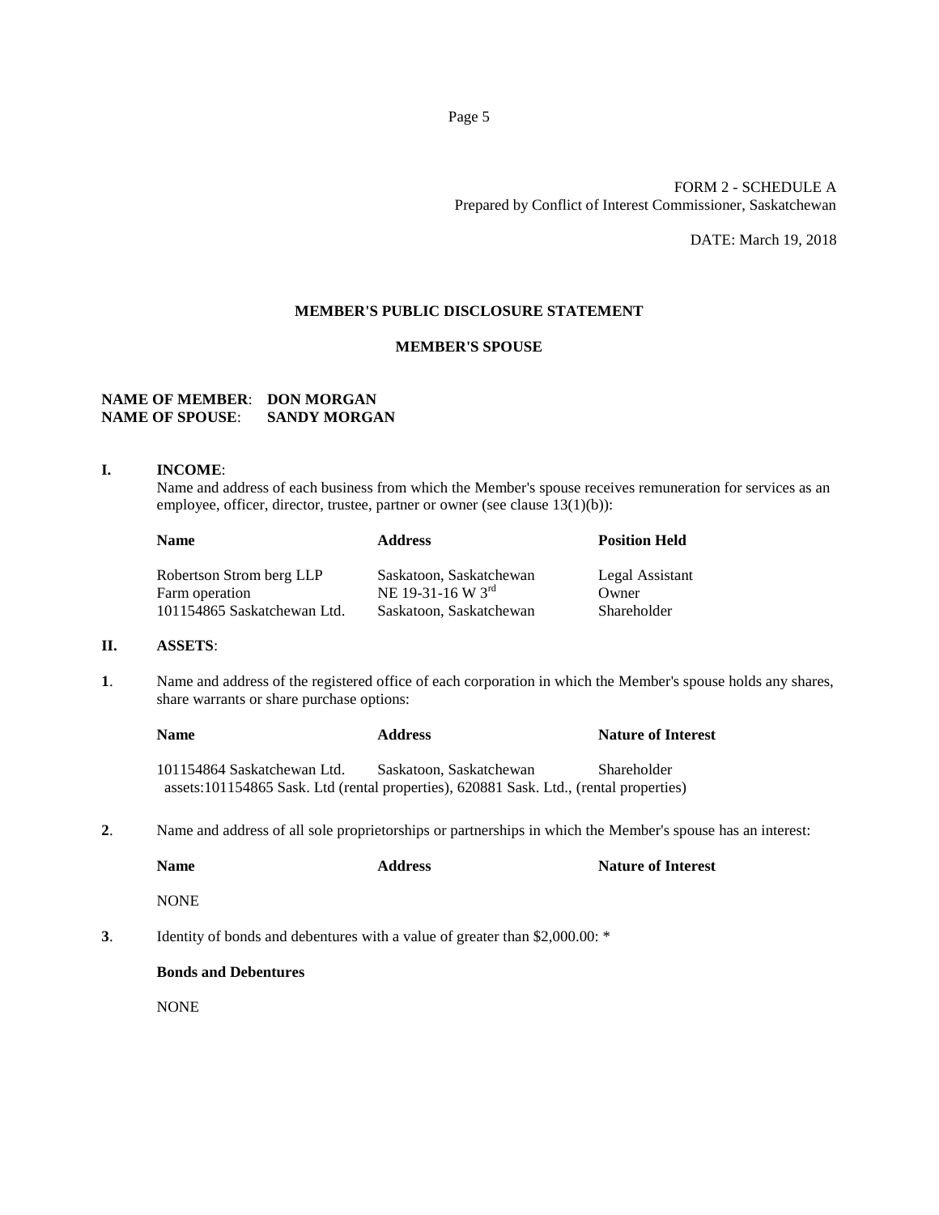FORM 2 - SCHEDULE A
Prepared by Conflict of Interest Commissioner, Saskatchewan

DATE: March 19, 2018

**MEMBER'S PUBLIC DISCLOSURE STATEMENT**

**MEMBER'S SPOUSE**

**NAME OF MEMBER**: **DON MORGAN**
**NAME OF SPOUSE**: **SANDY MORGAN**

**I. INCOME**:

Name and address of each business from which the Member's spouse receives remuneration for services as an employee, officer, director, trustee, partner or owner (see clause 13(1)(b)):

| Name | Address | Position Held |
|---|---|---|
| Robertson Strom berg LLP | Saskatoon, Saskatchewan | Legal Assistant |
| Farm operation | NE 19-31-16 W 3rd | Owner |
| 101154865 Saskatchewan Ltd. | Saskatoon, Saskatchewan | Shareholder |

**II. ASSETS**:

**1**. Name and address of the registered office of each corporation in which the Member's spouse holds any shares, share warrants or share purchase options:

| Name | Address | Nature of Interest |
|---|---|---|
| 101154864 Saskatchewan Ltd. | Saskatoon, Saskatchewan | Shareholder |

assets:101154865 Sask. Ltd (rental properties), 620881 Sask. Ltd., (rental properties)

**2**. Name and address of all sole proprietorships or partnerships in which the Member's spouse has an interest:

| Name | Address | Nature of Interest |
|---|---|---|
| NONE | | |

**3**. Identity of bonds and debentures with a value of greater than $2,000.00: *

**Bonds and Debentures**

NONE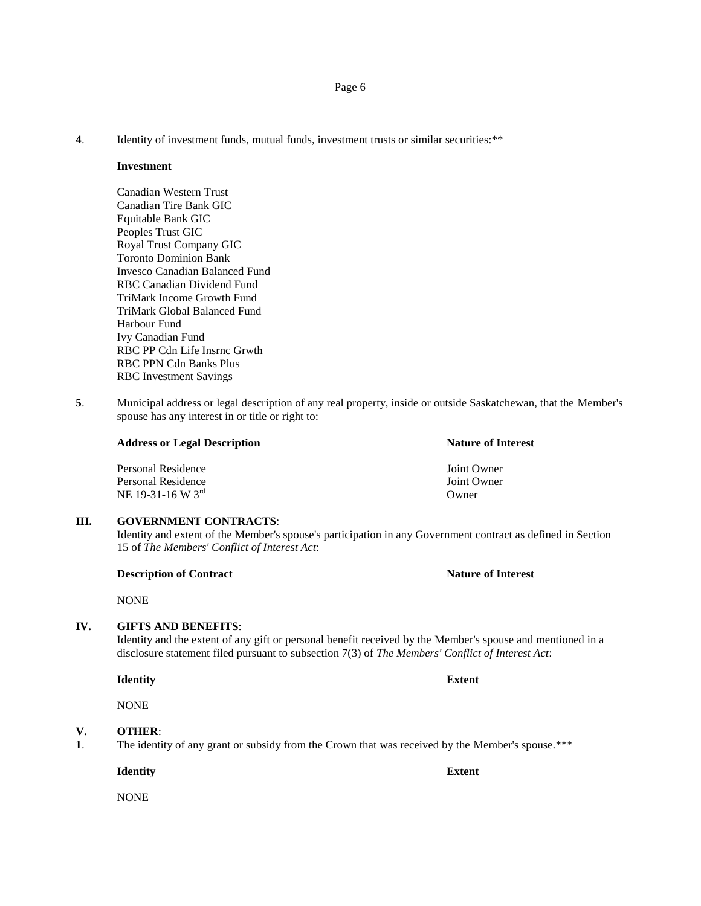**4**. Identity of investment funds, mutual funds, investment trusts or similar securities:**

**Investment**

Canadian Western Trust
Canadian Tire Bank GIC
Equitable Bank GIC
Peoples Trust GIC
Royal Trust Company GIC
Toronto Dominion Bank
Invesco Canadian Balanced Fund
RBC Canadian Dividend Fund
TriMark Income Growth Fund
TriMark Global Balanced Fund
Harbour Fund
Ivy Canadian Fund
RBC PP Cdn Life Insrnc Grwth
RBC PPN Cdn Banks Plus
RBC Investment Savings

**5**. Municipal address or legal description of any real property, inside or outside Saskatchewan, that the Member's spouse has any interest in or title or right to:

| **Address or Legal Description** | **Nature of Interest** |
|---|---|
| Personal Residence | Joint Owner |
| Personal Residence | Joint Owner |
| NE 19-31-16 W 3rd | Owner |

## III. GOVERNMENT CONTRACTS:

Identity and extent of the Member's spouse's participation in any Government contract as defined in Section 15 of *The Members' Conflict of Interest Act*:

| **Description of Contract** | **Nature of Interest** |
|---|---|
| NONE | |

## IV. GIFTS AND BENEFITS:

Identity and the extent of any gift or personal benefit received by the Member's spouse and mentioned in a disclosure statement filed pursuant to subsection 7(3) of *The Members' Conflict of Interest Act*:

| **Identity** | **Extent** |
|---|---|
| NONE | |

## V. OTHER:

**1**. The identity of any grant or subsidy from the Crown that was received by the Member's spouse.***

| **Identity** | **Extent** |
|---|---|
| NONE | |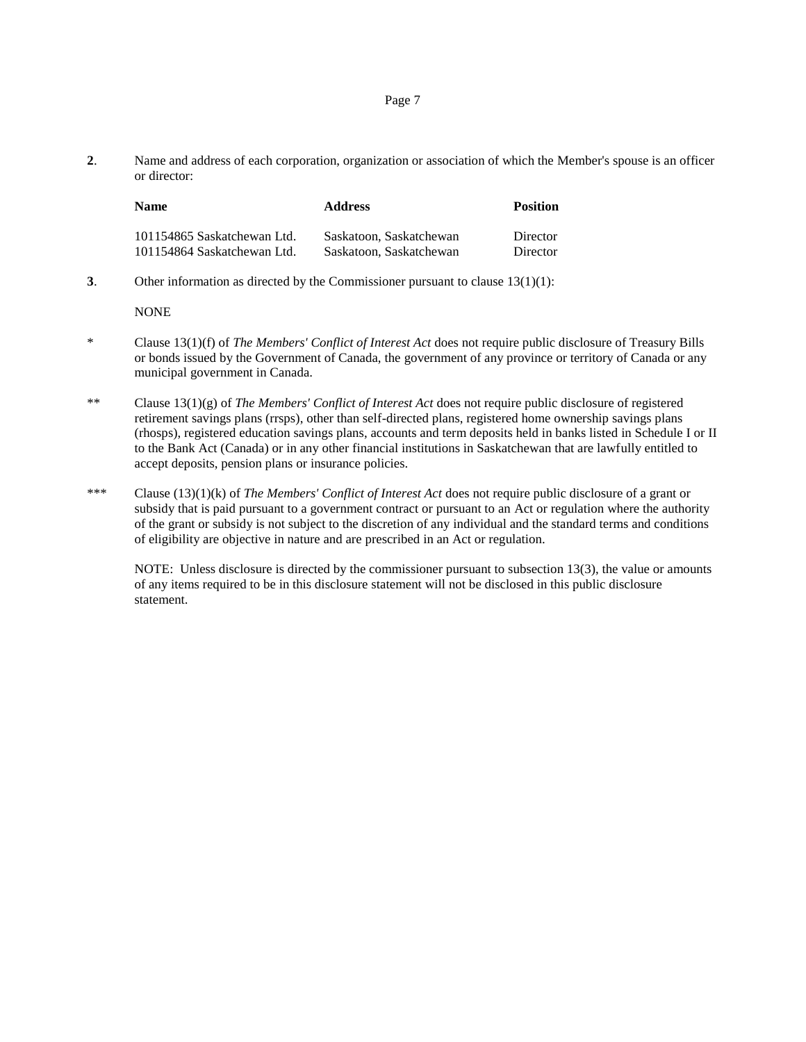**2**. Name and address of each corporation, organization or association of which the Member's spouse is an officer or director:

| Name | Address | Position |
|---|---|---|
| 101154865 Saskatchewan Ltd. | Saskatoon, Saskatchewan | Director |
| 101154864 Saskatchewan Ltd. | Saskatoon, Saskatchewan | Director |

**3**. Other information as directed by the Commissioner pursuant to clause 13(1)(1):

NONE

\* Clause 13(1)(f) of *The Members' Conflict of Interest Act* does not require public disclosure of Treasury Bills or bonds issued by the Government of Canada, the government of any province or territory of Canada or any municipal government in Canada.

\*\* Clause 13(1)(g) of *The Members' Conflict of Interest Act* does not require public disclosure of registered retirement savings plans (rrsps), other than self-directed plans, registered home ownership savings plans (rhosps), registered education savings plans, accounts and term deposits held in banks listed in Schedule I or II to the Bank Act (Canada) or in any other financial institutions in Saskatchewan that are lawfully entitled to accept deposits, pension plans or insurance policies.

\*\*\* Clause (13)(1)(k) of *The Members' Conflict of Interest Act* does not require public disclosure of a grant or subsidy that is paid pursuant to a government contract or pursuant to an Act or regulation where the authority of the grant or subsidy is not subject to the discretion of any individual and the standard terms and conditions of eligibility are objective in nature and are prescribed in an Act or regulation.

NOTE: Unless disclosure is directed by the commissioner pursuant to subsection 13(3), the value or amounts of any items required to be in this disclosure statement will not be disclosed in this public disclosure statement.